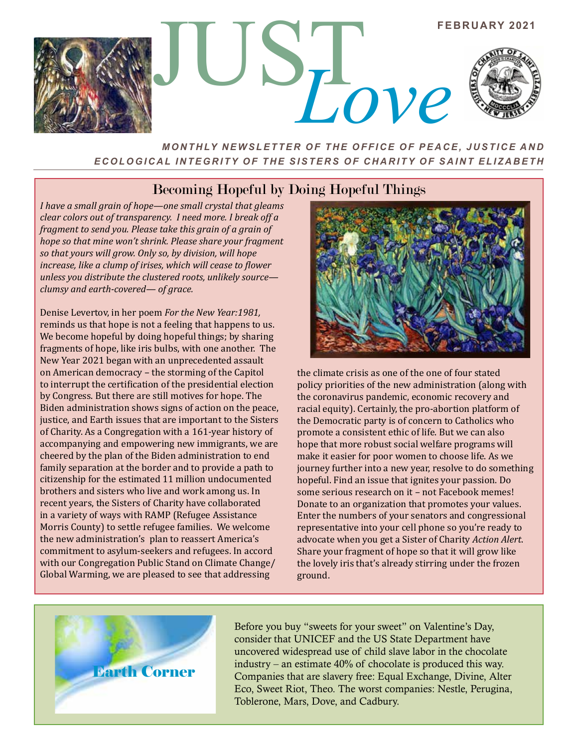# JUST *Love*

FEBRUARY 2021

***MONTHLY NEWSLETTER OF THE OFFICE OF PEACE, JUSTICE AND ECOLOGICAL INTEGRITY OF THE SISTERS OF CHARITY OF SAINT ELIZABETH***

## Becoming Hopeful by Doing Hopeful Things

*I have a small grain of hope—one small crystal that gleams clear colors out of transparency. I need more. I break off a fragment to send you. Please take this grain of a grain of hope so that mine won't shrink. Please share your fragment so that yours will grow. Only so, by division, will hope increase, like a clump of irises, which will cease to flower unless you distribute the clustered roots, unlikely source—clumsy and earth-covered— of grace.*

Denise Levertov, in her poem *For the New Year:1981,* reminds us that hope is not a feeling that happens to us. We become hopeful by doing hopeful things; by sharing fragments of hope, like iris bulbs, with one another. The New Year 2021 began with an unprecedented assault on American democracy – the storming of the Capitol to interrupt the certification of the presidential election by Congress. But there are still motives for hope. The Biden administration shows signs of action on the peace, justice, and Earth issues that are important to the Sisters of Charity. As a Congregation with a 161-year history of accompanying and empowering new immigrants, we are cheered by the plan of the Biden administration to end family separation at the border and to provide a path to citizenship for the estimated 11 million undocumented brothers and sisters who live and work among us. In recent years, the Sisters of Charity have collaborated in a variety of ways with RAMP (Refugee Assistance Morris County) to settle refugee families. We welcome the new administration's plan to reassert America's commitment to asylum-seekers and refugees. In accord with our Congregation Public Stand on Climate Change/Global Warming, we are pleased to see that addressing the climate crisis as one of the one of four stated policy priorities of the new administration (along with the coronavirus pandemic, economic recovery and racial equity). Certainly, the pro-abortion platform of the Democratic party is of concern to Catholics who promote a consistent ethic of life. But we can also hope that more robust social welfare programs will make it easier for poor women to choose life. As we journey further into a new year, resolve to do something hopeful. Find an issue that ignites your passion. Do some serious research on it – not Facebook memes! Donate to an organization that promotes your values. Enter the numbers of your senators and congressional representative into your cell phone so you're ready to advocate when you get a Sister of Charity *Action Alert.* Share your fragment of hope so that it will grow like the lovely iris that's already stirring under the frozen ground.

## Earth Corner

Before you buy "sweets for your sweet" on Valentine's Day, consider that UNICEF and the US State Department have uncovered widespread use of child slave labor in the chocolate industry – an estimate 40% of chocolate is produced this way. Companies that are slavery free: Equal Exchange, Divine, Alter Eco, Sweet Riot, Theo. The worst companies: Nestle, Perugina, Toblerone, Mars, Dove, and Cadbury.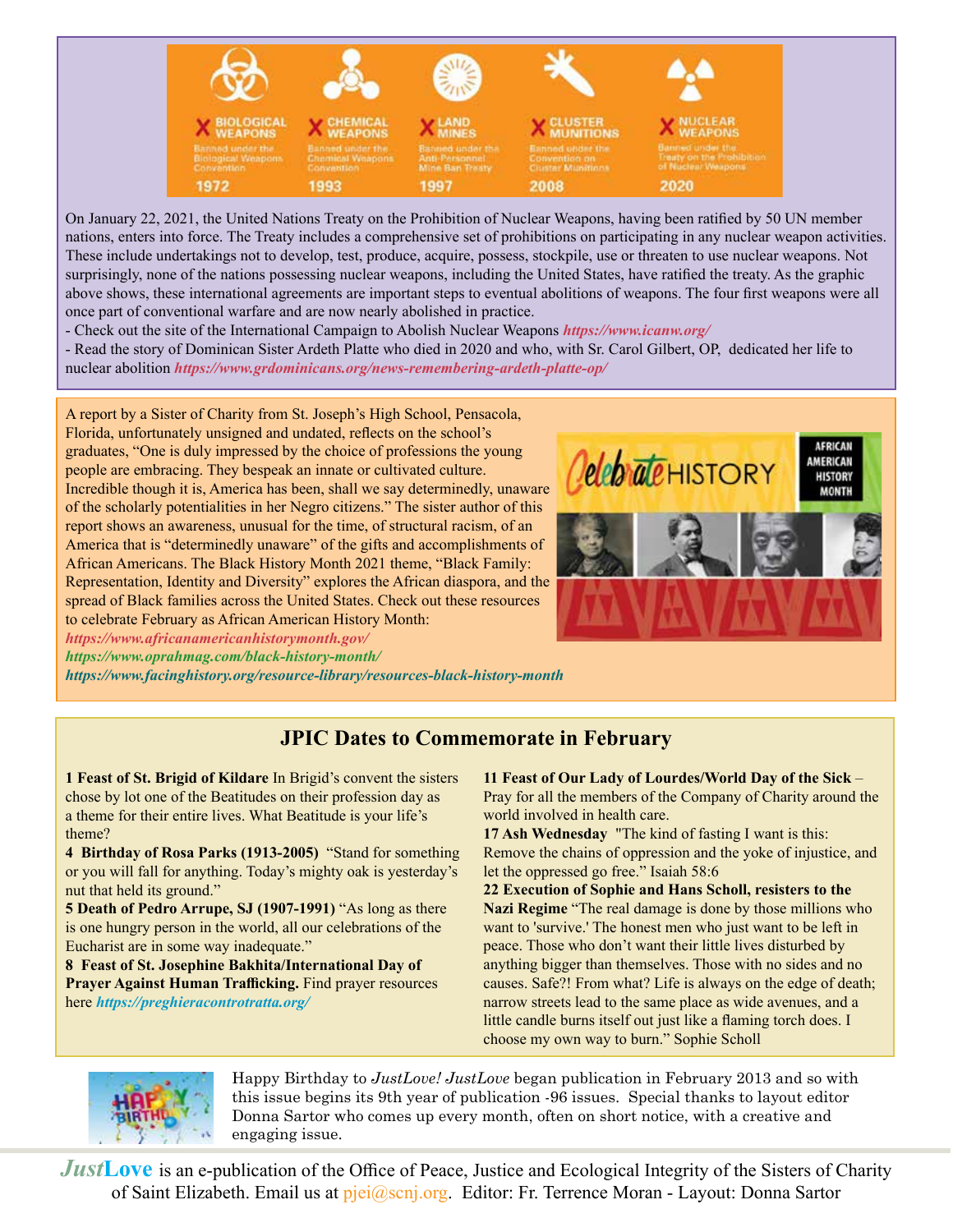BIOLOGICAL WEAPONS
Banned under the Biological Weapons Convention
1972

CHEMICAL WEAPONS
Banned under the Chemical Weapons Convention
1993

LAND MINES
Banned under the Anti-Personnel Mine Ban Treaty
1997

CLUSTER MUNITIONS
Banned under the Convention on Cluster Munitions
2008

NUCLEAR WEAPONS
Banned under the Treaty on the Prohibition of Nuclear Weapons
2020

On January 22, 2021, the United Nations Treaty on the Prohibition of Nuclear Weapons, having been ratified by 50 UN member nations, enters into force. The Treaty includes a comprehensive set of prohibitions on participating in any nuclear weapon activities. These include undertakings not to develop, test, produce, acquire, possess, stockpile, use or threaten to use nuclear weapons. Not surprisingly, none of the nations possessing nuclear weapons, including the United States, have ratified the treaty. As the graphic above shows, these international agreements are important steps to eventual abolitions of weapons. The four first weapons were all once part of conventional warfare and are now nearly abolished in practice.

- Check out the site of the International Campaign to Abolish Nuclear Weapons ***https://www.icanw.org/***
- Read the story of Dominican Sister Ardeth Platte who died in 2020 and who, with Sr. Carol Gilbert, OP, dedicated her life to nuclear abolition ***https://www.grdominicans.org/news-remembering-ardeth-platte-op/***

A report by a Sister of Charity from St. Joseph's High School, Pensacola, Florida, unfortunately unsigned and undated, reflects on the school's graduates, "One is duly impressed by the choice of professions the young people are embracing. They bespeak an innate or cultivated culture. Incredible though it is, America has been, shall we say determinedly, unaware of the scholarly potentialities in her Negro citizens." The sister author of this report shows an awareness, unusual for the time, of structural racism, of an America that is "determinedly unaware" of the gifts and accomplishments of African Americans. The Black History Month 2021 theme, "Black Family: Representation, Identity and Diversity" explores the African diaspora, and the spread of Black families across the United States. Check out these resources to celebrate February as African American History Month:

***https://www.africanamericanhistorymonth.gov/***
***https://www.oprahmag.com/black-history-month/***
***https://www.facinghistory.org/resource-library/resources-black-history-month***

Celebrate HISTORY
AFRICAN AMERICAN HISTORY MONTH

## JPIC Dates to Commemorate in February

**1 Feast of St. Brigid of Kildare** In Brigid's convent the sisters chose by lot one of the Beatitudes on their profession day as a theme for their entire lives. What Beatitude is your life's theme?

**4 Birthday of Rosa Parks (1913-2005)** "Stand for something or you will fall for anything. Today's mighty oak is yesterday's nut that held its ground."

**5 Death of Pedro Arrupe, SJ (1907-1991)** "As long as there is one hungry person in the world, all our celebrations of the Eucharist are in some way inadequate."

**8 Feast of St. Josephine Bakhita/International Day of Prayer Against Human Trafficking.** Find prayer resources here ***https://preghieracontrotratta.org/***

**11 Feast of Our Lady of Lourdes/World Day of the Sick** – Pray for all the members of the Company of Charity around the world involved in health care.

**17 Ash Wednesday** "The kind of fasting I want is this: Remove the chains of oppression and the yoke of injustice, and let the oppressed go free." Isaiah 58:6

**22 Execution of Sophie and Hans Scholl, resisters to the Nazi Regime** "The real damage is done by those millions who want to 'survive.' The honest men who just want to be left in peace. Those who don't want their little lives disturbed by anything bigger than themselves. Those with no sides and no causes. Safe?! From what? Life is always on the edge of death; narrow streets lead to the same place as wide avenues, and a little candle burns itself out just like a flaming torch does. I choose my own way to burn." Sophie Scholl

Happy Birthday to *JustLove! JustLove* began publication in February 2013 and so with this issue begins its 9th year of publication -96 issues. Special thanks to layout editor Donna Sartor who comes up every month, often on short notice, with a creative and engaging issue.

***Just*Love** is an e-publication of the Office of Peace, Justice and Ecological Integrity of the Sisters of Charity of Saint Elizabeth. Email us at pjei@scnj.org. Editor: Fr. Terrence Moran - Layout: Donna Sartor